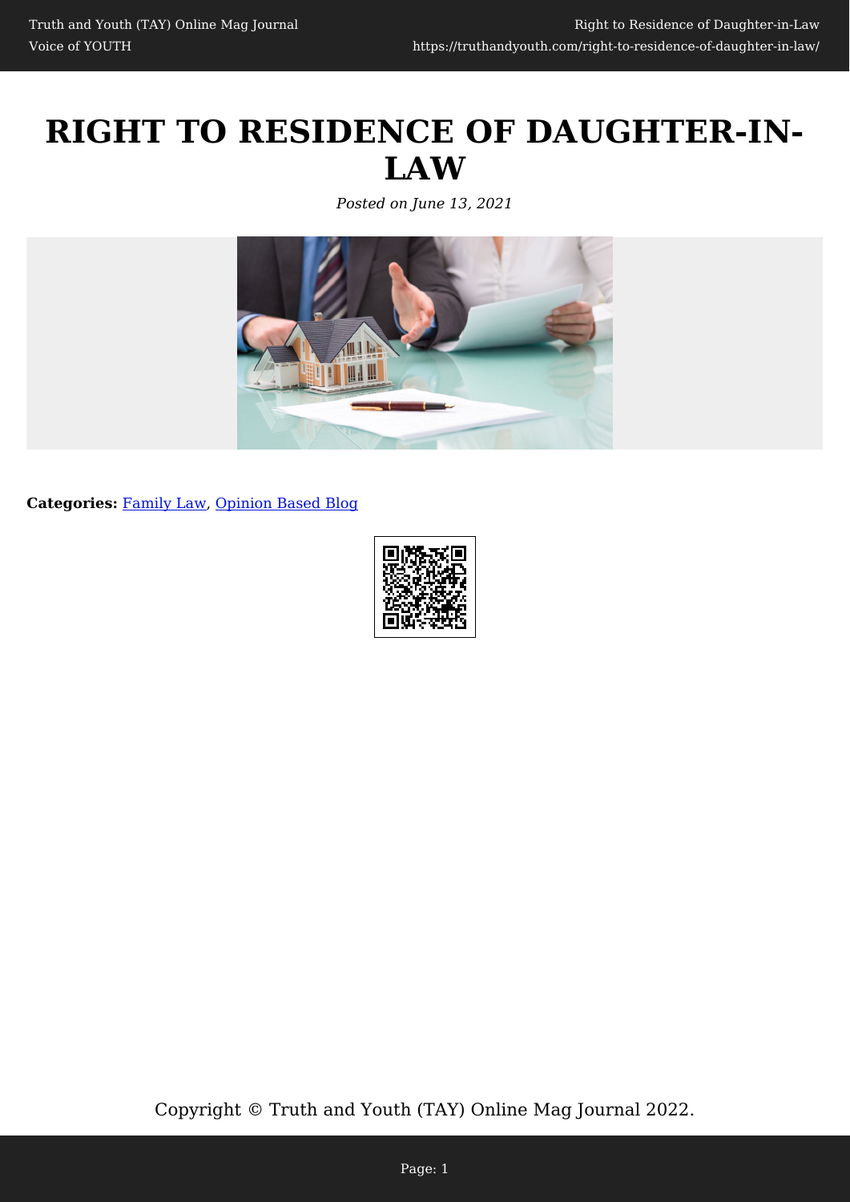# RIGHT TO RESIDENCE OF DAUGHTER-IN-LAW

*Posted on June 13, 2021*

**Categories:** Family Law, Opinion Based Blog

Copyright © Truth and Youth (TAY) Online Mag Journal 2022.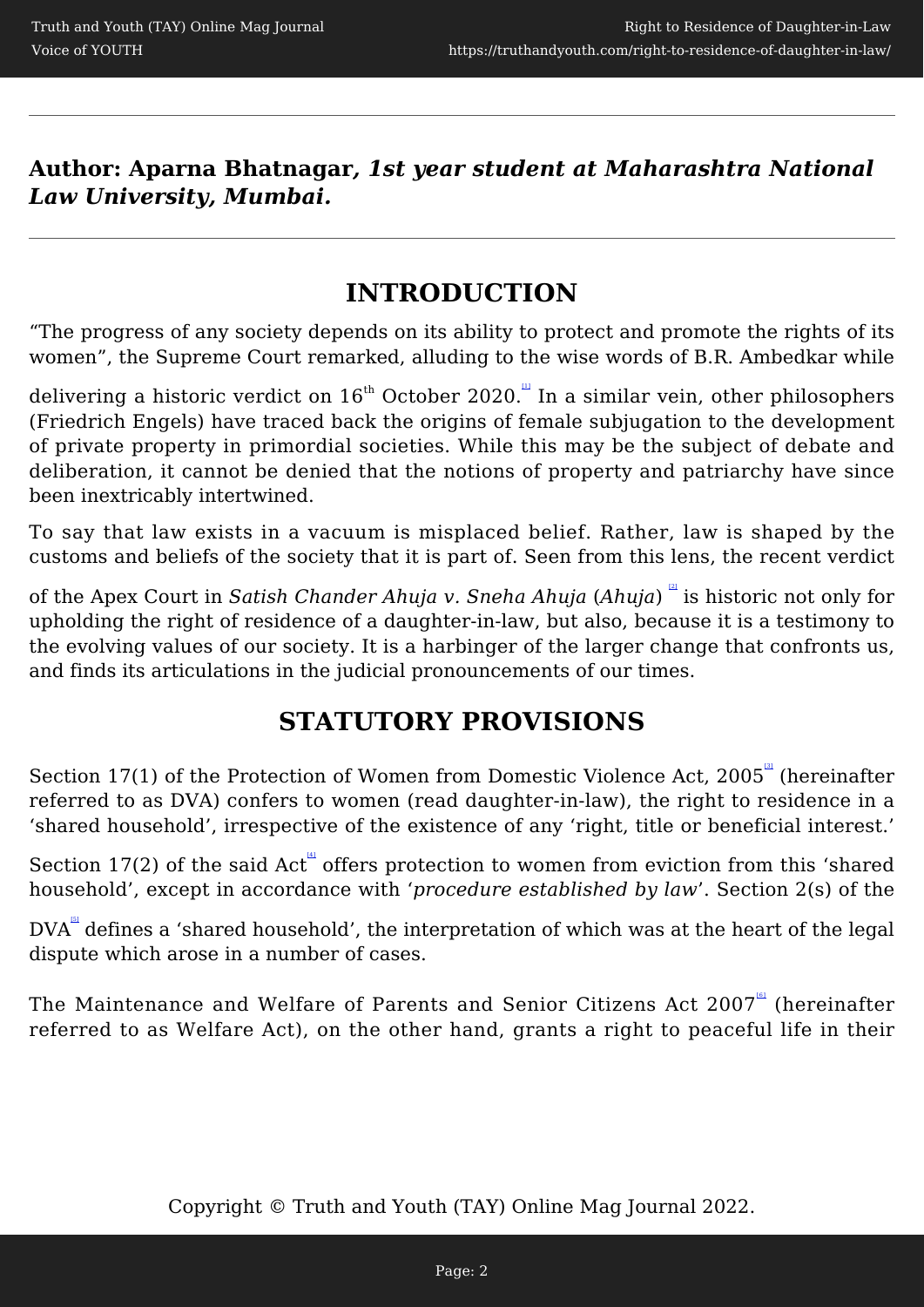**Author: Aparna Bhatnagar*, 1st year student at Maharashtra National Law University, Mumbai.***

---

## INTRODUCTION

"The progress of any society depends on its ability to protect and promote the rights of its women", the Supreme Court remarked, alluding to the wise words of B.R. Ambedkar while delivering a historic verdict on 16th October 2020.[1] In a similar vein, other philosophers (Friedrich Engels) have traced back the origins of female subjugation to the development of private property in primordial societies. While this may be the subject of debate and deliberation, it cannot be denied that the notions of property and patriarchy have since been inextricably intertwined.

To say that law exists in a vacuum is misplaced belief. Rather, law is shaped by the customs and beliefs of the society that it is part of. Seen from this lens, the recent verdict of the Apex Court in *Satish Chander Ahuja v. Sneha Ahuja* (*Ahuja*) [2] is historic not only for upholding the right of residence of a daughter-in-law, but also, because it is a testimony to the evolving values of our society. It is a harbinger of the larger change that confronts us, and finds its articulations in the judicial pronouncements of our times.

## STATUTORY PROVISIONS

Section 17(1) of the Protection of Women from Domestic Violence Act, 2005[3] (hereinafter referred to as DVA) confers to women (read daughter-in-law), the right to residence in a 'shared household', irrespective of the existence of any 'right, title or beneficial interest.'

Section 17(2) of the said Act[4] offers protection to women from eviction from this 'shared household', except in accordance with '*procedure established by law*'. Section 2(s) of the DVA[5] defines a 'shared household', the interpretation of which was at the heart of the legal dispute which arose in a number of cases.

The Maintenance and Welfare of Parents and Senior Citizens Act 2007[6] (hereinafter referred to as Welfare Act), on the other hand, grants a right to peaceful life in their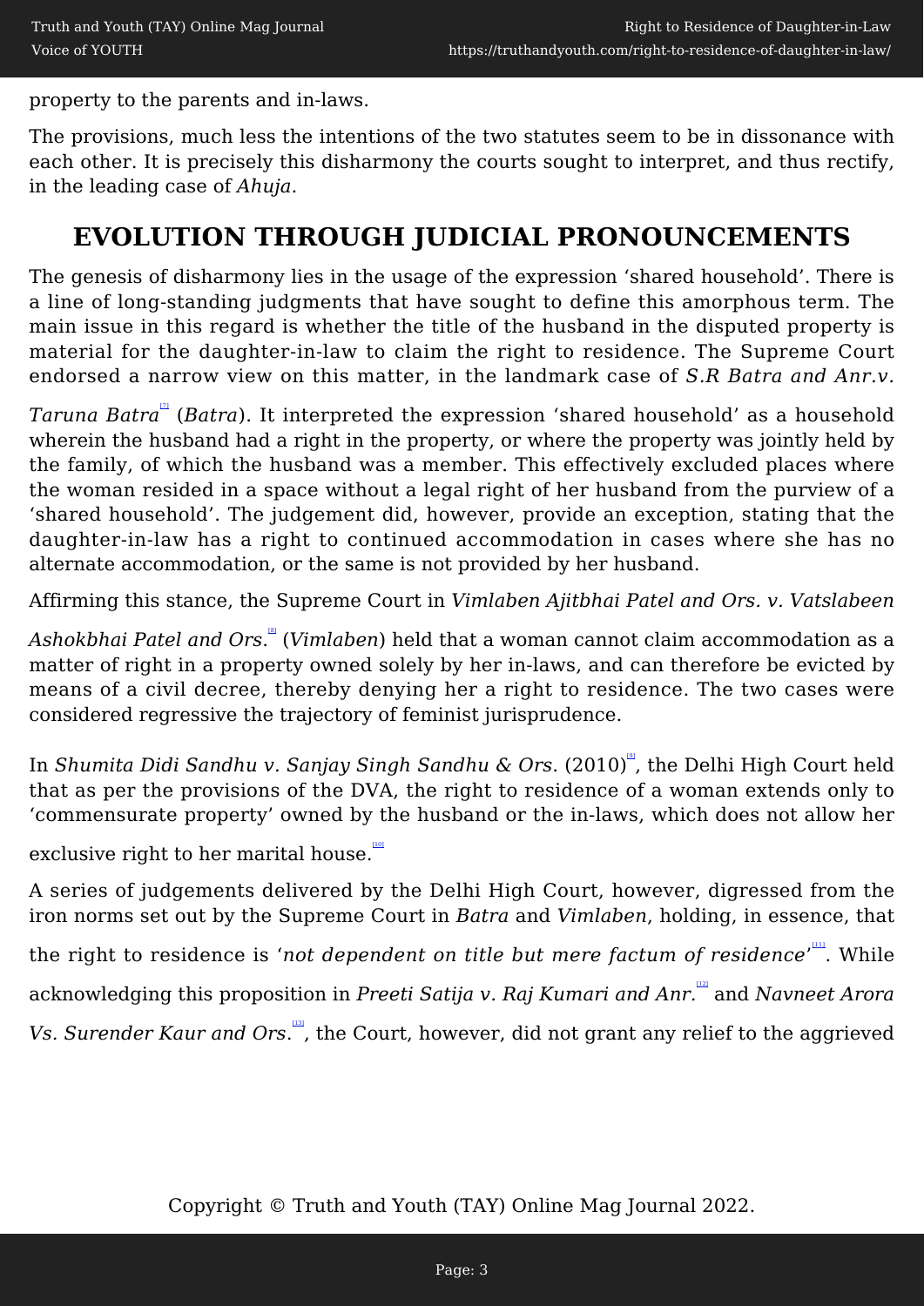property to the parents and in-laws.

The provisions, much less the intentions of the two statutes seem to be in dissonance with each other. It is precisely this disharmony the courts sought to interpret, and thus rectify, in the leading case of *Ahuja*.

## EVOLUTION THROUGH JUDICIAL PRONOUNCEMENTS

The genesis of disharmony lies in the usage of the expression 'shared household'. There is a line of long-standing judgments that have sought to define this amorphous term. The main issue in this regard is whether the title of the husband in the disputed property is material for the daughter-in-law to claim the right to residence. The Supreme Court endorsed a narrow view on this matter, in the landmark case of *S.R Batra and Anr.v. Taruna Batra*[7] (*Batra*). It interpreted the expression 'shared household' as a household wherein the husband had a right in the property, or where the property was jointly held by the family, of which the husband was a member. This effectively excluded places where the woman resided in a space without a legal right of her husband from the purview of a 'shared household'. The judgement did, however, provide an exception, stating that the daughter-in-law has a right to continued accommodation in cases where she has no alternate accommodation, or the same is not provided by her husband.

Affirming this stance, the Supreme Court in *Vimlaben Ajitbhai Patel and Ors. v. Vatslabeen Ashokbhai Patel and Ors.*[8] (*Vimlaben*) held that a woman cannot claim accommodation as a matter of right in a property owned solely by her in-laws, and can therefore be evicted by means of a civil decree, thereby denying her a right to residence. The two cases were considered regressive the trajectory of feminist jurisprudence.

In *Shumita Didi Sandhu v. Sanjay Singh Sandhu & Ors.* (2010)[9], the Delhi High Court held that as per the provisions of the DVA, the right to residence of a woman extends only to 'commensurate property' owned by the husband or the in-laws, which does not allow her exclusive right to her marital house.[10]

A series of judgements delivered by the Delhi High Court, however, digressed from the iron norms set out by the Supreme Court in *Batra* and *Vimlaben*, holding, in essence, that the right to residence is '*not dependent on title but mere factum of residence*'[11]. While acknowledging this proposition in *Preeti Satija v. Raj Kumari and Anr.*[12] and *Navneet Arora Vs. Surender Kaur and Ors.*[13], the Court, however, did not grant any relief to the aggrieved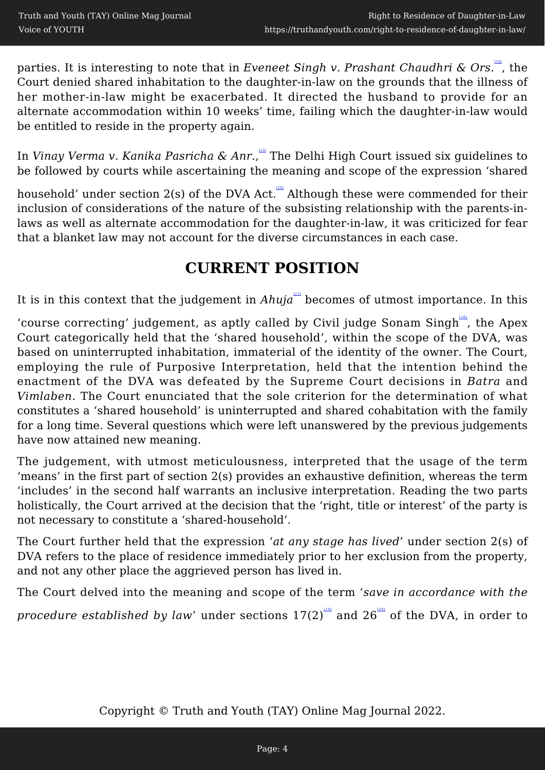parties. It is interesting to note that in *Eveneet Singh v. Prashant Chaudhri & Ors.*[14], the Court denied shared inhabitation to the daughter-in-law on the grounds that the illness of her mother-in-law might be exacerbated. It directed the husband to provide for an alternate accommodation within 10 weeks' time, failing which the daughter-in-law would be entitled to reside in the property again.

In *Vinay Verma v. Kanika Pasricha & Anr.*,[15] The Delhi High Court issued six guidelines to be followed by courts while ascertaining the meaning and scope of the expression 'shared household' under section 2(s) of the DVA Act.[16] Although these were commended for their inclusion of considerations of the nature of the subsisting relationship with the parents-in-laws as well as alternate accommodation for the daughter-in-law, it was criticized for fear that a blanket law may not account for the diverse circumstances in each case.

## CURRENT POSITION

It is in this context that the judgement in *Ahuja*[17] becomes of utmost importance. In this 'course correcting' judgement, as aptly called by Civil judge Sonam Singh[18], the Apex Court categorically held that the 'shared household', within the scope of the DVA, was based on uninterrupted inhabitation, immaterial of the identity of the owner. The Court, employing the rule of Purposive Interpretation, held that the intention behind the enactment of the DVA was defeated by the Supreme Court decisions in *Batra* and *Vimlaben*. The Court enunciated that the sole criterion for the determination of what constitutes a 'shared household' is uninterrupted and shared cohabitation with the family for a long time. Several questions which were left unanswered by the previous judgements have now attained new meaning.

The judgement, with utmost meticulousness, interpreted that the usage of the term 'means' in the first part of section 2(s) provides an exhaustive definition, whereas the term 'includes' in the second half warrants an inclusive interpretation. Reading the two parts holistically, the Court arrived at the decision that the 'right, title or interest' of the party is not necessary to constitute a 'shared-household'.

The Court further held that the expression '*at any stage has lived*' under section 2(s) of DVA refers to the place of residence immediately prior to her exclusion from the property, and not any other place the aggrieved person has lived in.

The Court delved into the meaning and scope of the term '*save in accordance with the procedure established by law*' under sections 17(2)[19] and 26[20] of the DVA, in order to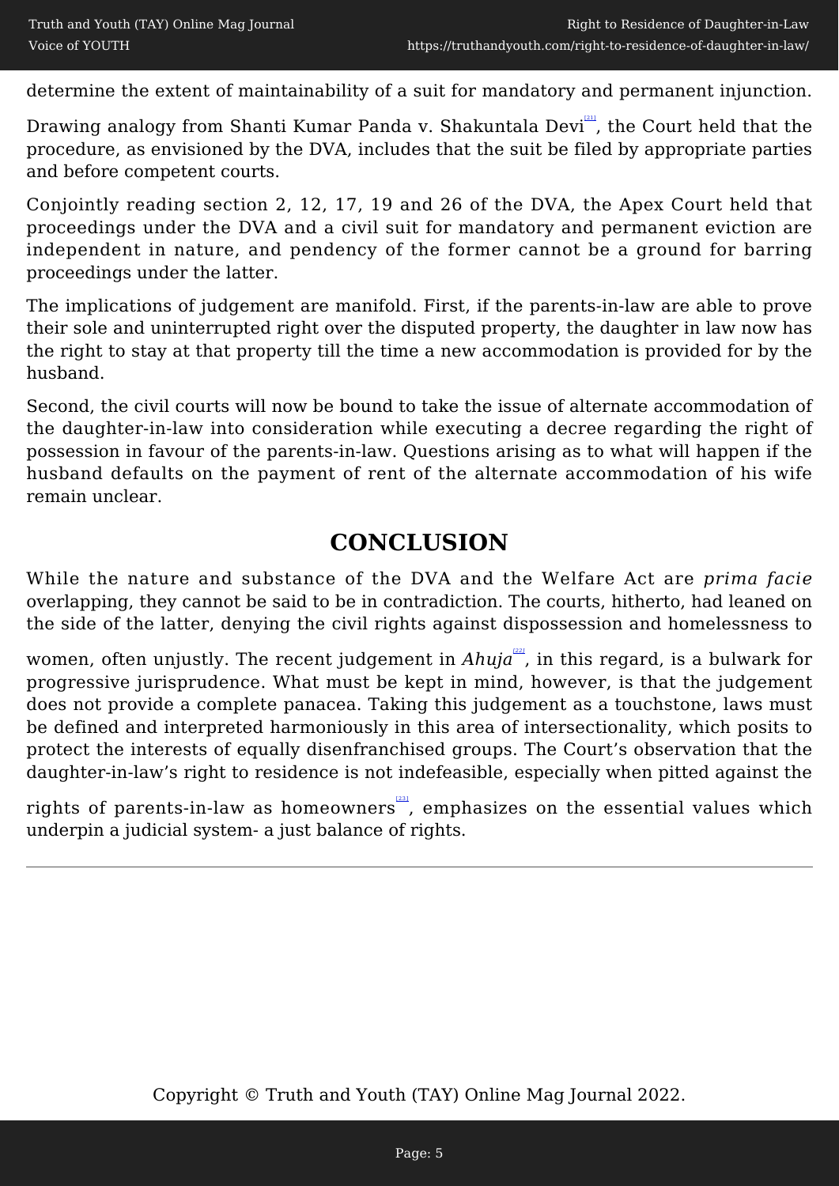determine the extent of maintainability of a suit for mandatory and permanent injunction.

Drawing analogy from Shanti Kumar Panda v. Shakuntala Devi[21], the Court held that the procedure, as envisioned by the DVA, includes that the suit be filed by appropriate parties and before competent courts.

Conjointly reading section 2, 12, 17, 19 and 26 of the DVA, the Apex Court held that proceedings under the DVA and a civil suit for mandatory and permanent eviction are independent in nature, and pendency of the former cannot be a ground for barring proceedings under the latter.

The implications of judgement are manifold. First, if the parents-in-law are able to prove their sole and uninterrupted right over the disputed property, the daughter in law now has the right to stay at that property till the time a new accommodation is provided for by the husband.

Second, the civil courts will now be bound to take the issue of alternate accommodation of the daughter-in-law into consideration while executing a decree regarding the right of possession in favour of the parents-in-law. Questions arising as to what will happen if the husband defaults on the payment of rent of the alternate accommodation of his wife remain unclear.

## CONCLUSION

While the nature and substance of the DVA and the Welfare Act are *prima facie* overlapping, they cannot be said to be in contradiction. The courts, hitherto, had leaned on the side of the latter, denying the civil rights against dispossession and homelessness to women, often unjustly. The recent judgement in *Ahuja*[22], in this regard, is a bulwark for progressive jurisprudence. What must be kept in mind, however, is that the judgement does not provide a complete panacea. Taking this judgement as a touchstone, laws must be defined and interpreted harmoniously in this area of intersectionality, which posits to protect the interests of equally disenfranchised groups. The Court's observation that the daughter-in-law's right to residence is not indefeasible, especially when pitted against the rights of parents-in-law as homeowners[23], emphasizes on the essential values which underpin a judicial system- a just balance of rights.

---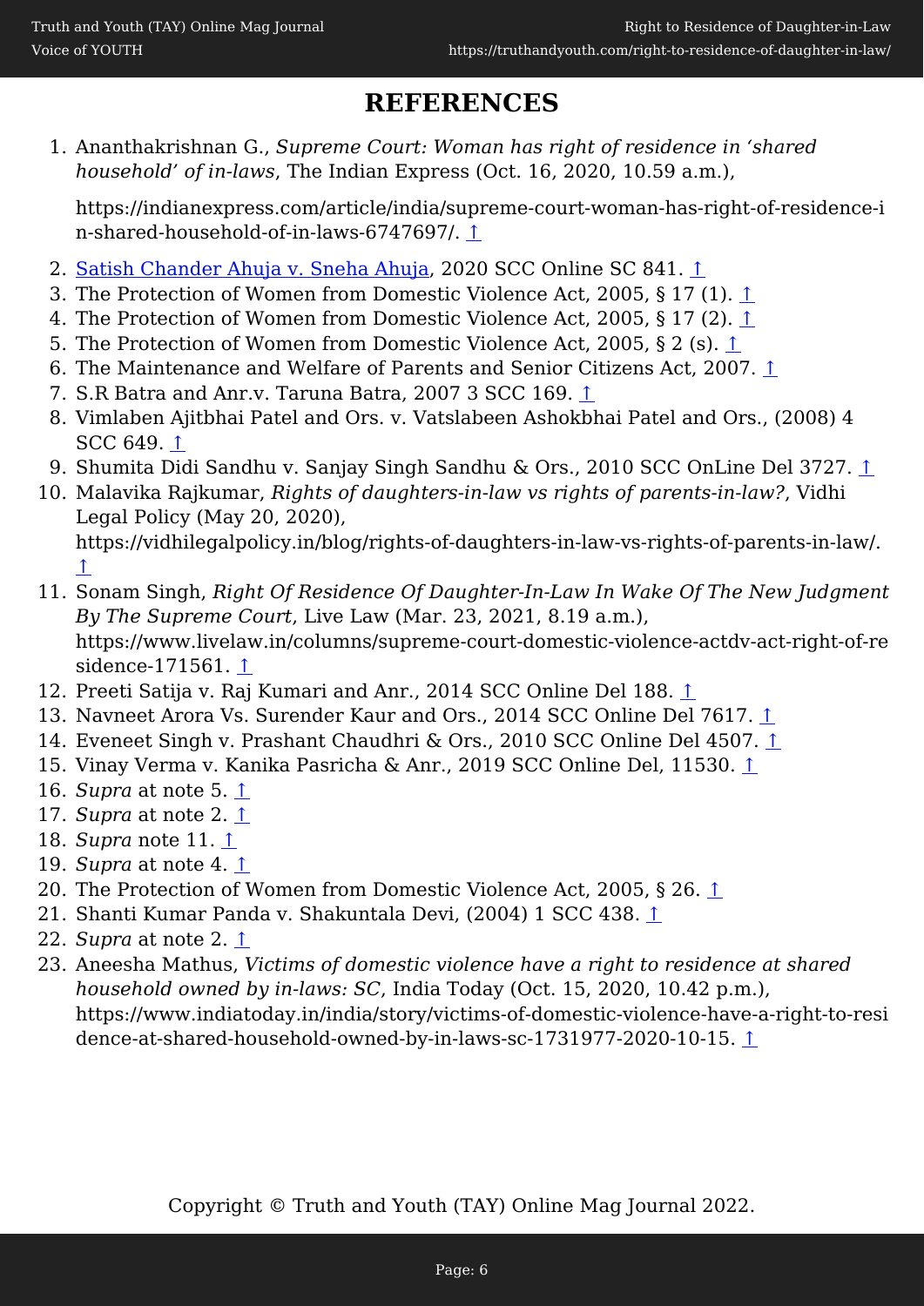## REFERENCES

1. Ananthakrishnan G., *Supreme Court: Woman has right of residence in 'shared household' of in-laws*, The Indian Express (Oct. 16, 2020, 10.59 a.m.),

   https://indianexpress.com/article/india/supreme-court-woman-has-right-of-residence-in-shared-household-of-in-laws-6747697/. ↑

2. Satish Chander Ahuja v. Sneha Ahuja, 2020 SCC Online SC 841. ↑
3. The Protection of Women from Domestic Violence Act, 2005, § 17 (1). ↑
4. The Protection of Women from Domestic Violence Act, 2005, § 17 (2). ↑
5. The Protection of Women from Domestic Violence Act, 2005, § 2 (s). ↑
6. The Maintenance and Welfare of Parents and Senior Citizens Act, 2007. ↑
7. S.R Batra and Anr.v. Taruna Batra, 2007 3 SCC 169. ↑
8. Vimlaben Ajitbhai Patel and Ors. v. Vatslabeen Ashokbhai Patel and Ors., (2008) 4 SCC 649. ↑
9. Shumita Didi Sandhu v. Sanjay Singh Sandhu & Ors., 2010 SCC OnLine Del 3727. ↑
10. Malavika Rajkumar, *Rights of daughters-in-law vs rights of parents-in-law?*, Vidhi Legal Policy (May 20, 2020), https://vidhilegalpolicy.in/blog/rights-of-daughters-in-law-vs-rights-of-parents-in-law/. ↑
11. Sonam Singh, *Right Of Residence Of Daughter-In-Law In Wake Of The New Judgment By The Supreme Court*, Live Law (Mar. 23, 2021, 8.19 a.m.), https://www.livelaw.in/columns/supreme-court-domestic-violence-actdv-act-right-of-residence-171561. ↑
12. Preeti Satija v. Raj Kumari and Anr., 2014 SCC Online Del 188. ↑
13. Navneet Arora Vs. Surender Kaur and Ors., 2014 SCC Online Del 7617. ↑
14. Eveneet Singh v. Prashant Chaudhri & Ors., 2010 SCC Online Del 4507. ↑
15. Vinay Verma v. Kanika Pasricha & Anr., 2019 SCC Online Del, 11530. ↑
16. *Supra* at note 5. ↑
17. *Supra* at note 2. ↑
18. *Supra* note 11. ↑
19. *Supra* at note 4. ↑
20. The Protection of Women from Domestic Violence Act, 2005, § 26. ↑
21. Shanti Kumar Panda v. Shakuntala Devi, (2004) 1 SCC 438. ↑
22. *Supra* at note 2. ↑
23. Aneesha Mathus, *Victims of domestic violence have a right to residence at shared household owned by in-laws: SC*, India Today (Oct. 15, 2020, 10.42 p.m.), https://www.indiatoday.in/india/story/victims-of-domestic-violence-have-a-right-to-residence-at-shared-household-owned-by-in-laws-sc-1731977-2020-10-15. ↑

Copyright © Truth and Youth (TAY) Online Mag Journal 2022.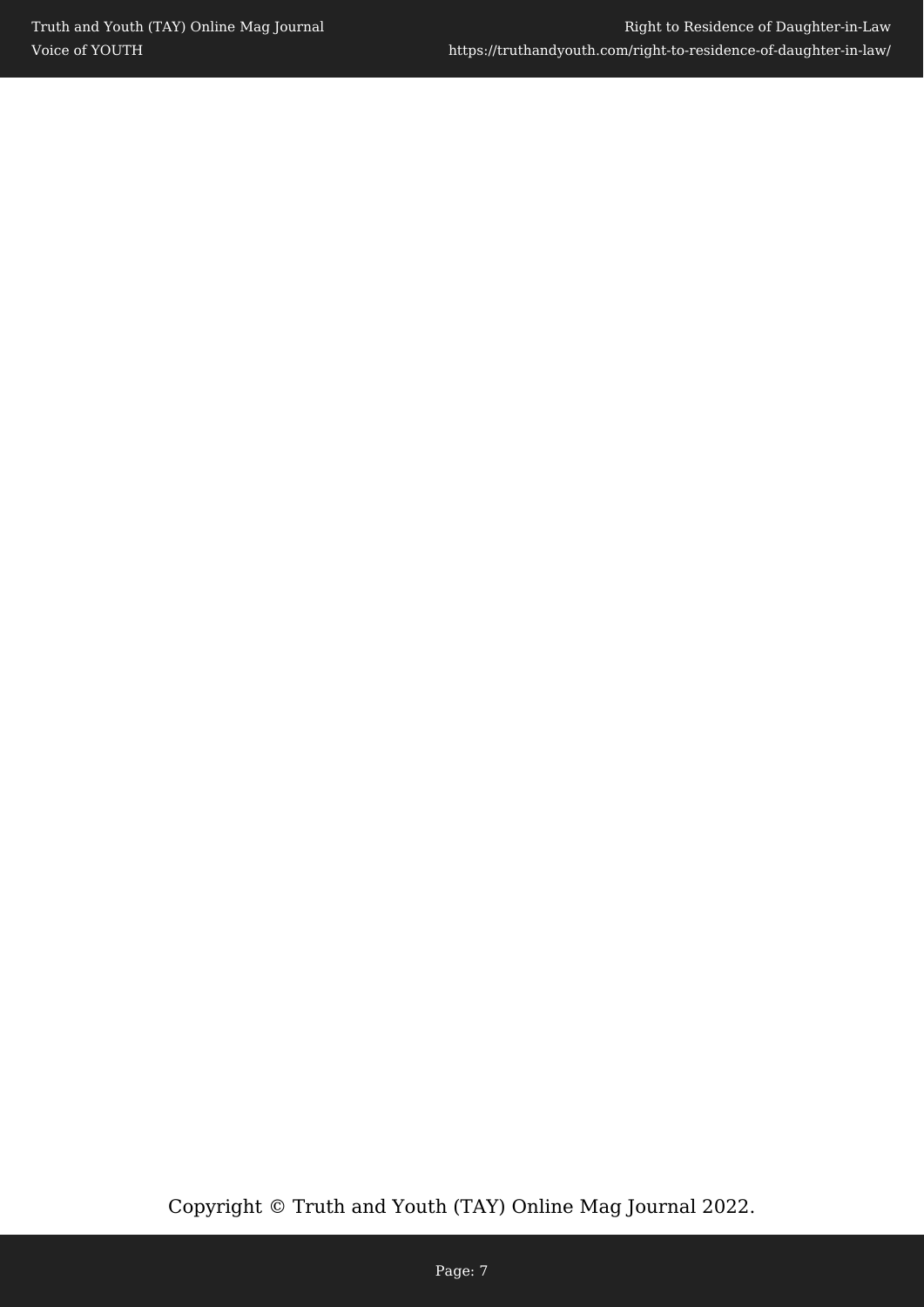Copyright © Truth and Youth (TAY) Online Mag Journal 2022.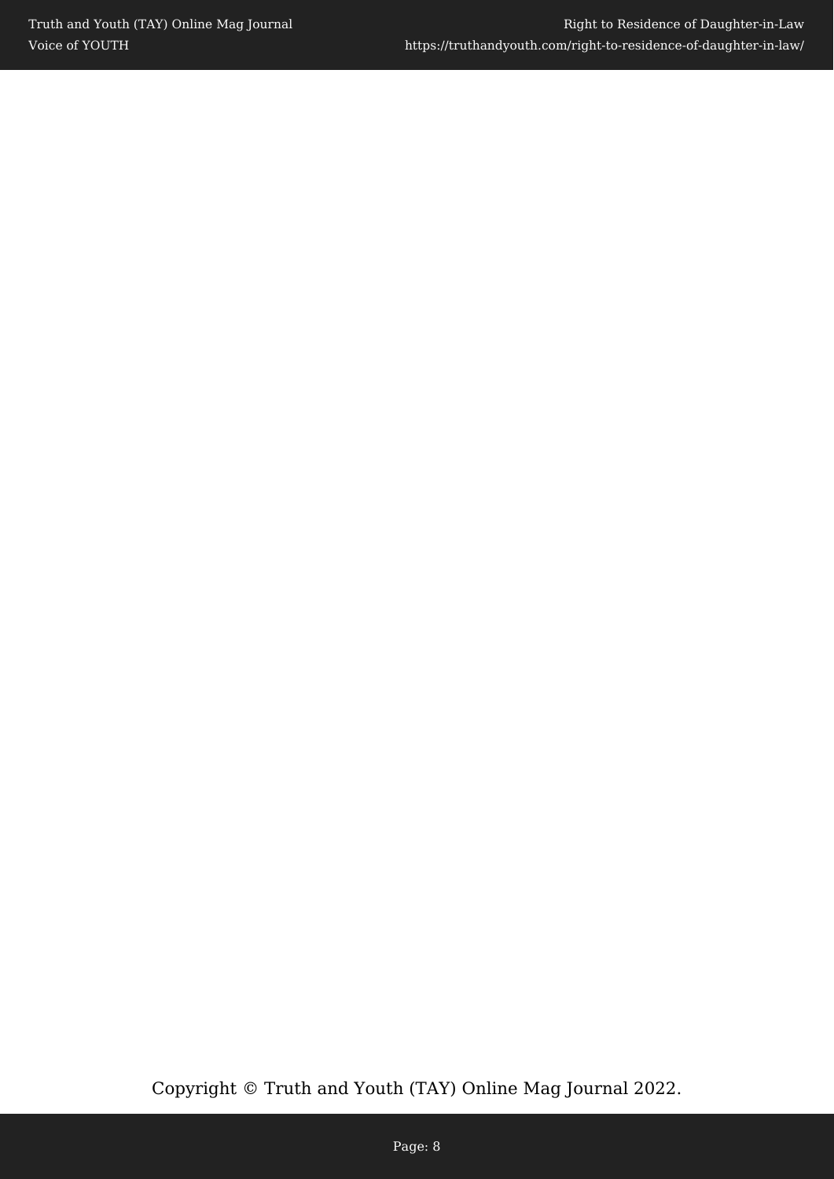Copyright © Truth and Youth (TAY) Online Mag Journal 2022.